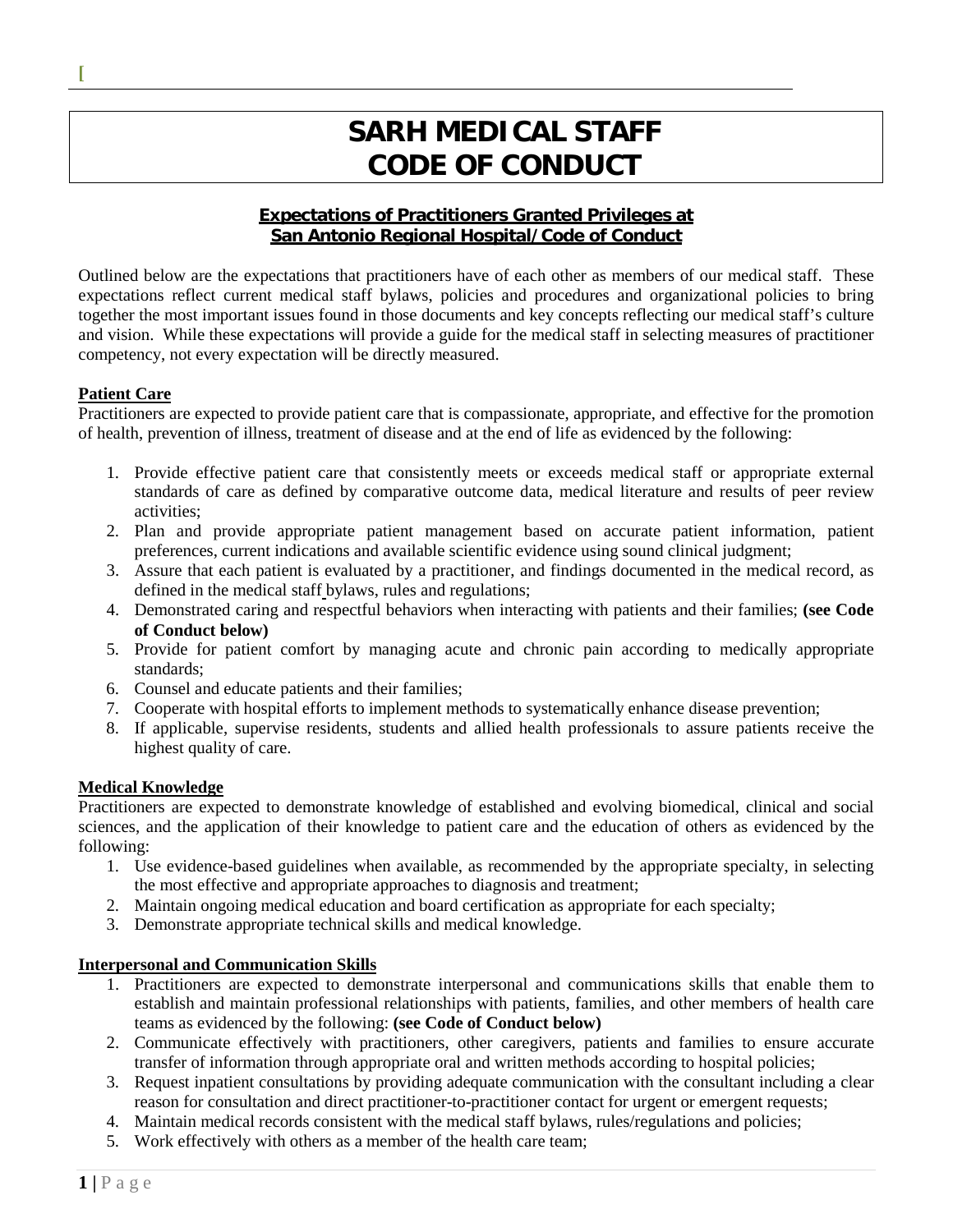# SARH MEDICAL STAFF CODE OF CONDUCT

## Expectations of Practitioners Granted Privileges at San Antonio Regional Hospital/Code of Conduct

Outlined below are the expectations that practitioners have of each other as members of our medical staff. These expectations reflect current medical staff bylaws, policies and procedures and organizational policies to bring together the most important issues found in those documents and key concepts reflecting our medical staff's culture and vision. While these expectations will provide a guide for the medical staff in selecting measures of practitioner competency, not every expectation will be directly measured.

### Patient Care

Practitioners are expected to provide patient care that is compassionate, appropriate, and effective for the promotion of health, prevention of illness, treatment of disease and at the end of life as evidenced by the following:

1. Provide effective patient care that consistently meets or exceeds medical staff or appropriate external standards of care as defined by comparative outcome data, medical literature and results of peer review activities;
2. Plan and provide appropriate patient management based on accurate patient information, patient preferences, current indications and available scientific evidence using sound clinical judgment;
3. Assure that each patient is evaluated by a practitioner, and findings documented in the medical record, as defined in the medical staff bylaws, rules and regulations;
4. Demonstrated caring and respectful behaviors when interacting with patients and their families; **(see Code of Conduct below)**
5. Provide for patient comfort by managing acute and chronic pain according to medically appropriate standards;
6. Counsel and educate patients and their families;
7. Cooperate with hospital efforts to implement methods to systematically enhance disease prevention;
8. If applicable, supervise residents, students and allied health professionals to assure patients receive the highest quality of care.

### Medical Knowledge

Practitioners are expected to demonstrate knowledge of established and evolving biomedical, clinical and social sciences, and the application of their knowledge to patient care and the education of others as evidenced by the following:

1. Use evidence-based guidelines when available, as recommended by the appropriate specialty, in selecting the most effective and appropriate approaches to diagnosis and treatment;
2. Maintain ongoing medical education and board certification as appropriate for each specialty;
3. Demonstrate appropriate technical skills and medical knowledge.

### Interpersonal and Communication Skills

1. Practitioners are expected to demonstrate interpersonal and communications skills that enable them to establish and maintain professional relationships with patients, families, and other members of health care teams as evidenced by the following: **(see Code of Conduct below)**
2. Communicate effectively with practitioners, other caregivers, patients and families to ensure accurate transfer of information through appropriate oral and written methods according to hospital policies;
3. Request inpatient consultations by providing adequate communication with the consultant including a clear reason for consultation and direct practitioner-to-practitioner contact for urgent or emergent requests;
4. Maintain medical records consistent with the medical staff bylaws, rules/regulations and policies;
5. Work effectively with others as a member of the health care team;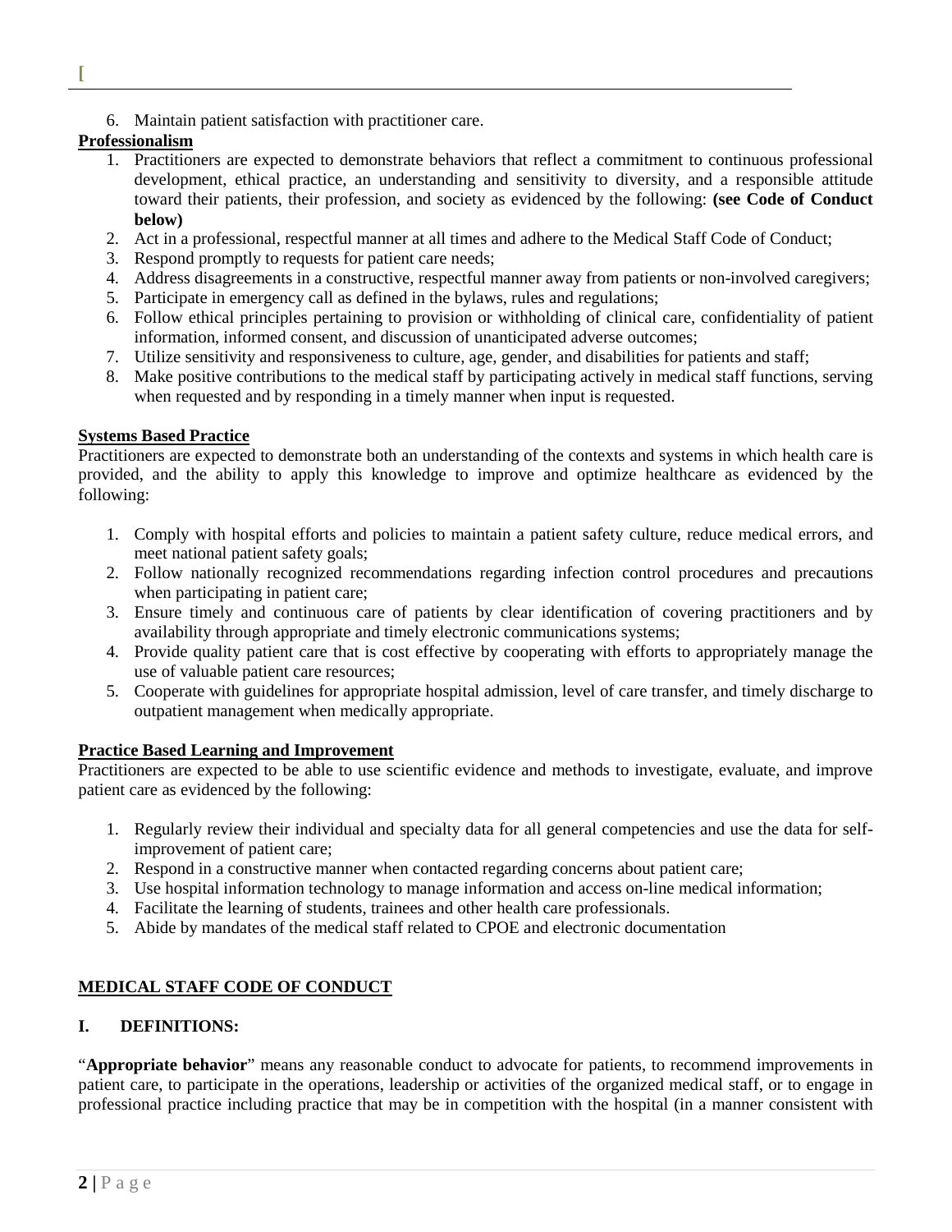6. Maintain patient satisfaction with practitioner care.

**Professionalism**

1. Practitioners are expected to demonstrate behaviors that reflect a commitment to continuous professional development, ethical practice, an understanding and sensitivity to diversity, and a responsible attitude toward their patients, their profession, and society as evidenced by the following: **(see Code of Conduct below)**
2. Act in a professional, respectful manner at all times and adhere to the Medical Staff Code of Conduct;
3. Respond promptly to requests for patient care needs;
4. Address disagreements in a constructive, respectful manner away from patients or non-involved caregivers;
5. Participate in emergency call as defined in the bylaws, rules and regulations;
6. Follow ethical principles pertaining to provision or withholding of clinical care, confidentiality of patient information, informed consent, and discussion of unanticipated adverse outcomes;
7. Utilize sensitivity and responsiveness to culture, age, gender, and disabilities for patients and staff;
8. Make positive contributions to the medical staff by participating actively in medical staff functions, serving when requested and by responding in a timely manner when input is requested.

**Systems Based Practice**

Practitioners are expected to demonstrate both an understanding of the contexts and systems in which health care is provided, and the ability to apply this knowledge to improve and optimize healthcare as evidenced by the following:

1. Comply with hospital efforts and policies to maintain a patient safety culture, reduce medical errors, and meet national patient safety goals;
2. Follow nationally recognized recommendations regarding infection control procedures and precautions when participating in patient care;
3. Ensure timely and continuous care of patients by clear identification of covering practitioners and by availability through appropriate and timely electronic communications systems;
4. Provide quality patient care that is cost effective by cooperating with efforts to appropriately manage the use of valuable patient care resources;
5. Cooperate with guidelines for appropriate hospital admission, level of care transfer, and timely discharge to outpatient management when medically appropriate.

**Practice Based Learning and Improvement**

Practitioners are expected to be able to use scientific evidence and methods to investigate, evaluate, and improve patient care as evidenced by the following:

1. Regularly review their individual and specialty data for all general competencies and use the data for self-improvement of patient care;
2. Respond in a constructive manner when contacted regarding concerns about patient care;
3. Use hospital information technology to manage information and access on-line medical information;
4. Facilitate the learning of students, trainees and other health care professionals.
5. Abide by mandates of the medical staff related to CPOE and electronic documentation

## MEDICAL STAFF CODE OF CONDUCT

### I. DEFINITIONS:

"**Appropriate behavior**" means any reasonable conduct to advocate for patients, to recommend improvements in patient care, to participate in the operations, leadership or activities of the organized medical staff, or to engage in professional practice including practice that may be in competition with the hospital (in a manner consistent with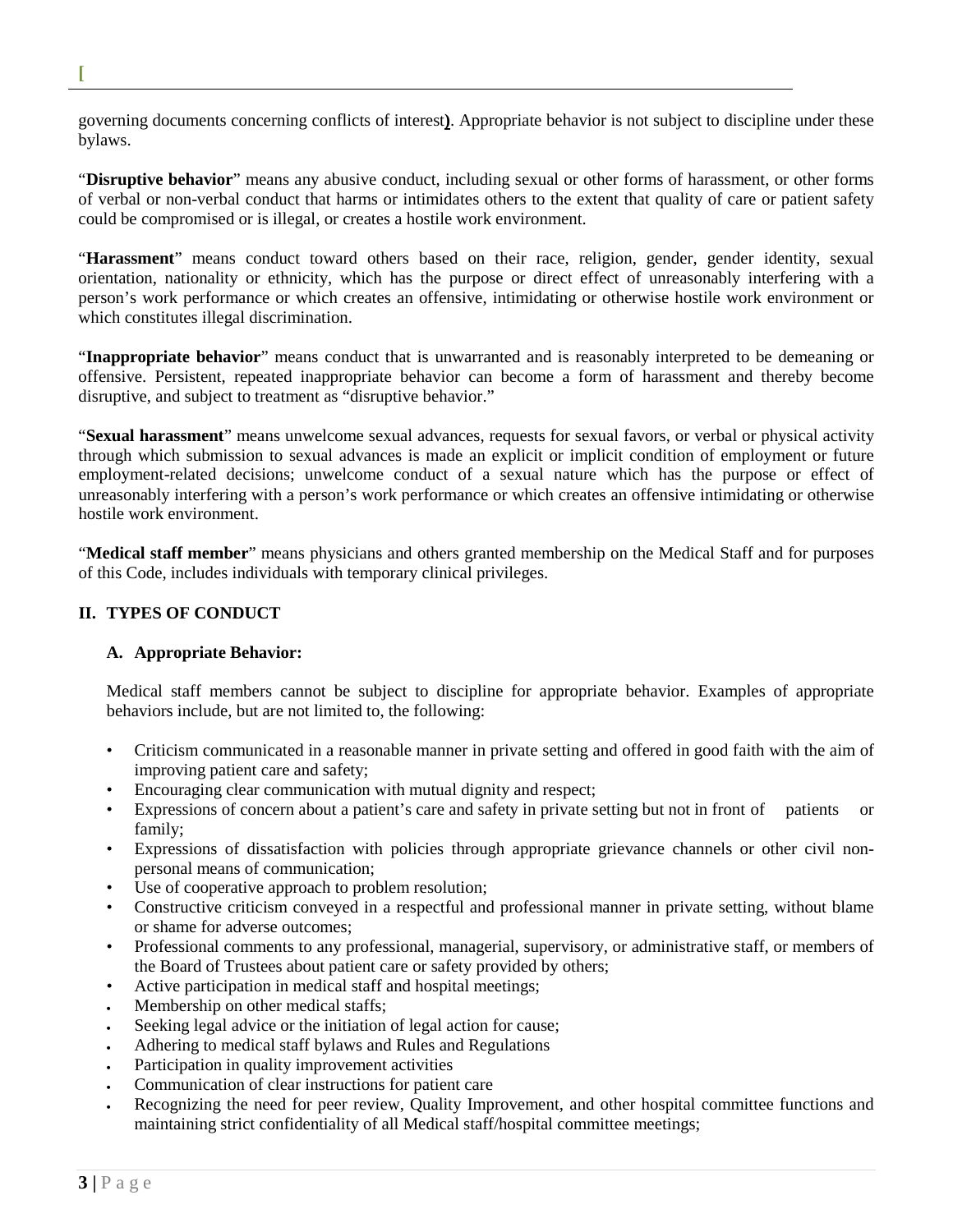governing documents concerning conflicts of interest). Appropriate behavior is not subject to discipline under these bylaws.

"**Disruptive behavior**" means any abusive conduct, including sexual or other forms of harassment, or other forms of verbal or non-verbal conduct that harms or intimidates others to the extent that quality of care or patient safety could be compromised or is illegal, or creates a hostile work environment.

"**Harassment**" means conduct toward others based on their race, religion, gender, gender identity, sexual orientation, nationality or ethnicity, which has the purpose or direct effect of unreasonably interfering with a person's work performance or which creates an offensive, intimidating or otherwise hostile work environment or which constitutes illegal discrimination.

"**Inappropriate behavior**" means conduct that is unwarranted and is reasonably interpreted to be demeaning or offensive. Persistent, repeated inappropriate behavior can become a form of harassment and thereby become disruptive, and subject to treatment as "disruptive behavior."

"**Sexual harassment**" means unwelcome sexual advances, requests for sexual favors, or verbal or physical activity through which submission to sexual advances is made an explicit or implicit condition of employment or future employment-related decisions; unwelcome conduct of a sexual nature which has the purpose or effect of unreasonably interfering with a person's work performance or which creates an offensive intimidating or otherwise hostile work environment.

"**Medical staff member**" means physicians and others granted membership on the Medical Staff and for purposes of this Code, includes individuals with temporary clinical privileges.

## II. TYPES OF CONDUCT

### A. Appropriate Behavior:

Medical staff members cannot be subject to discipline for appropriate behavior. Examples of appropriate behaviors include, but are not limited to, the following:

- Criticism communicated in a reasonable manner in private setting and offered in good faith with the aim of improving patient care and safety;
- Encouraging clear communication with mutual dignity and respect;
- Expressions of concern about a patient's care and safety in private setting but not in front of patients or family;
- Expressions of dissatisfaction with policies through appropriate grievance channels or other civil non-personal means of communication;
- Use of cooperative approach to problem resolution;
- Constructive criticism conveyed in a respectful and professional manner in private setting, without blame or shame for adverse outcomes;
- Professional comments to any professional, managerial, supervisory, or administrative staff, or members of the Board of Trustees about patient care or safety provided by others;
- Active participation in medical staff and hospital meetings;
- Membership on other medical staffs;
- Seeking legal advice or the initiation of legal action for cause;
- Adhering to medical staff bylaws and Rules and Regulations
- Participation in quality improvement activities
- Communication of clear instructions for patient care
- Recognizing the need for peer review, Quality Improvement, and other hospital committee functions and maintaining strict confidentiality of all Medical staff/hospital committee meetings;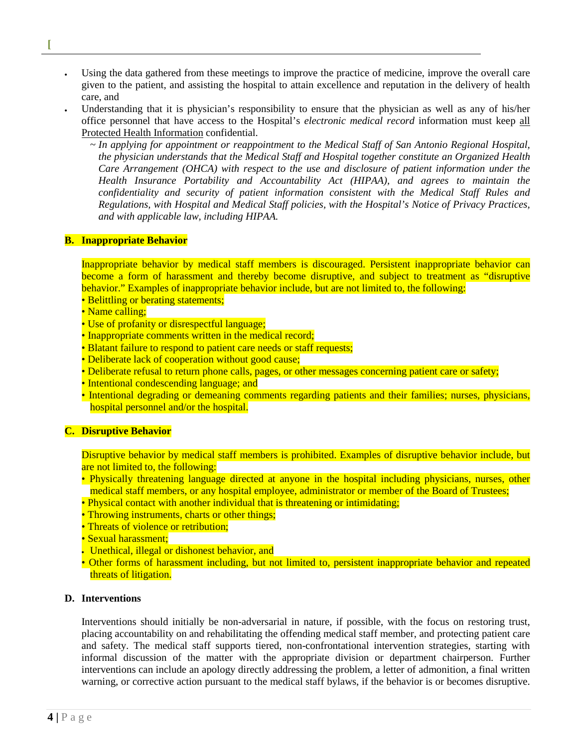- Using the data gathered from these meetings to improve the practice of medicine, improve the overall care given to the patient, and assisting the hospital to attain excellence and reputation in the delivery of health care, and
- Understanding that it is physician's responsibility to ensure that the physician as well as any of his/her office personnel that have access to the Hospital's *electronic medical record* information must keep all Protected Health Information confidential.
  - ~ *In applying for appointment or reappointment to the Medical Staff of San Antonio Regional Hospital, the physician understands that the Medical Staff and Hospital together constitute an Organized Health Care Arrangement (OHCA) with respect to the use and disclosure of patient information under the Health Insurance Portability and Accountability Act (HIPAA), and agrees to maintain the confidentiality and security of patient information consistent with the Medical Staff Rules and Regulations, with Hospital and Medical Staff policies, with the Hospital's Notice of Privacy Practices, and with applicable law, including HIPAA.*

**B. Inappropriate Behavior**

Inappropriate behavior by medical staff members is discouraged. Persistent inappropriate behavior can become a form of harassment and thereby become disruptive, and subject to treatment as "disruptive behavior." Examples of inappropriate behavior include, but are not limited to, the following:

- Belittling or berating statements;
- Name calling;
- Use of profanity or disrespectful language;
- Inappropriate comments written in the medical record;
- Blatant failure to respond to patient care needs or staff requests;
- Deliberate lack of cooperation without good cause;
- Deliberate refusal to return phone calls, pages, or other messages concerning patient care or safety;
- Intentional condescending language; and
- Intentional degrading or demeaning comments regarding patients and their families; nurses, physicians, hospital personnel and/or the hospital.

**C. Disruptive Behavior**

Disruptive behavior by medical staff members is prohibited. Examples of disruptive behavior include, but are not limited to, the following:

- Physically threatening language directed at anyone in the hospital including physicians, nurses, other medical staff members, or any hospital employee, administrator or member of the Board of Trustees;
- Physical contact with another individual that is threatening or intimidating;
- Throwing instruments, charts or other things;
- Threats of violence or retribution;
- Sexual harassment;
- Unethical, illegal or dishonest behavior, and
- Other forms of harassment including, but not limited to, persistent inappropriate behavior and repeated threats of litigation.

**D. Interventions**

Interventions should initially be non-adversarial in nature, if possible, with the focus on restoring trust, placing accountability on and rehabilitating the offending medical staff member, and protecting patient care and safety. The medical staff supports tiered, non-confrontational intervention strategies, starting with informal discussion of the matter with the appropriate division or department chairperson. Further interventions can include an apology directly addressing the problem, a letter of admonition, a final written warning, or corrective action pursuant to the medical staff bylaws, if the behavior is or becomes disruptive.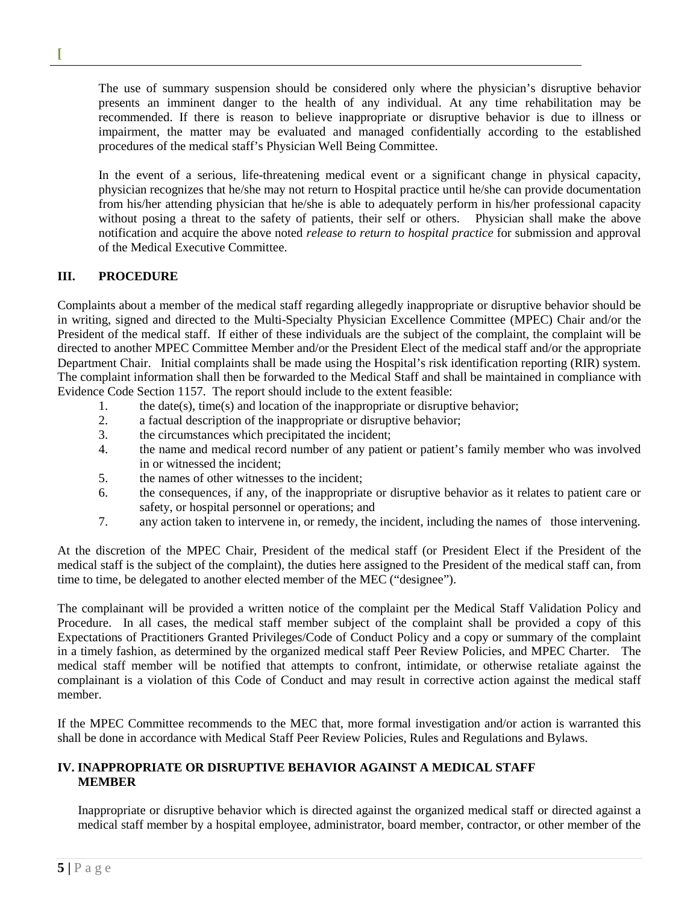The use of summary suspension should be considered only where the physician's disruptive behavior presents an imminent danger to the health of any individual. At any time rehabilitation may be recommended. If there is reason to believe inappropriate or disruptive behavior is due to illness or impairment, the matter may be evaluated and managed confidentially according to the established procedures of the medical staff's Physician Well Being Committee.

In the event of a serious, life-threatening medical event or a significant change in physical capacity, physician recognizes that he/she may not return to Hospital practice until he/she can provide documentation from his/her attending physician that he/she is able to adequately perform in his/her professional capacity without posing a threat to the safety of patients, their self or others. Physician shall make the above notification and acquire the above noted *release to return to hospital practice* for submission and approval of the Medical Executive Committee.

## III. PROCEDURE

Complaints about a member of the medical staff regarding allegedly inappropriate or disruptive behavior should be in writing, signed and directed to the Multi-Specialty Physician Excellence Committee (MPEC) Chair and/or the President of the medical staff. If either of these individuals are the subject of the complaint, the complaint will be directed to another MPEC Committee Member and/or the President Elect of the medical staff and/or the appropriate Department Chair. Initial complaints shall be made using the Hospital's risk identification reporting (RIR) system. The complaint information shall then be forwarded to the Medical Staff and shall be maintained in compliance with Evidence Code Section 1157. The report should include to the extent feasible:

1. the date(s), time(s) and location of the inappropriate or disruptive behavior;
2. a factual description of the inappropriate or disruptive behavior;
3. the circumstances which precipitated the incident;
4. the name and medical record number of any patient or patient's family member who was involved in or witnessed the incident;
5. the names of other witnesses to the incident;
6. the consequences, if any, of the inappropriate or disruptive behavior as it relates to patient care or safety, or hospital personnel or operations; and
7. any action taken to intervene in, or remedy, the incident, including the names of those intervening.

At the discretion of the MPEC Chair, President of the medical staff (or President Elect if the President of the medical staff is the subject of the complaint), the duties here assigned to the President of the medical staff can, from time to time, be delegated to another elected member of the MEC ("designee").

The complainant will be provided a written notice of the complaint per the Medical Staff Validation Policy and Procedure. In all cases, the medical staff member subject of the complaint shall be provided a copy of this Expectations of Practitioners Granted Privileges/Code of Conduct Policy and a copy or summary of the complaint in a timely fashion, as determined by the organized medical staff Peer Review Policies, and MPEC Charter. The medical staff member will be notified that attempts to confront, intimidate, or otherwise retaliate against the complainant is a violation of this Code of Conduct and may result in corrective action against the medical staff member.

If the MPEC Committee recommends to the MEC that, more formal investigation and/or action is warranted this shall be done in accordance with Medical Staff Peer Review Policies, Rules and Regulations and Bylaws.

## IV. INAPPROPRIATE OR DISRUPTIVE BEHAVIOR AGAINST A MEDICAL STAFF MEMBER

Inappropriate or disruptive behavior which is directed against the organized medical staff or directed against a medical staff member by a hospital employee, administrator, board member, contractor, or other member of the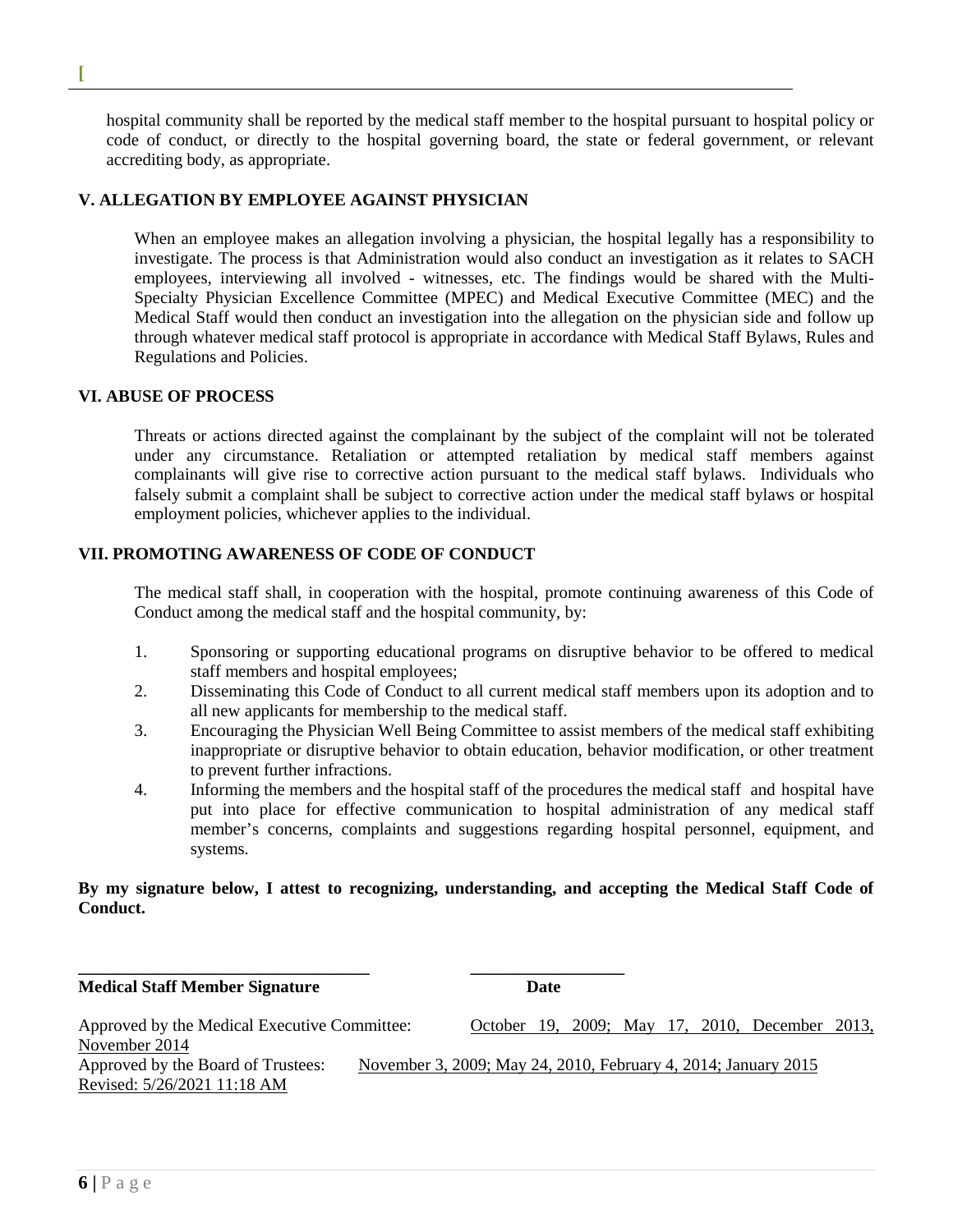hospital community shall be reported by the medical staff member to the hospital pursuant to hospital policy or code of conduct, or directly to the hospital governing board, the state or federal government, or relevant accrediting body, as appropriate.

### V. ALLEGATION BY EMPLOYEE AGAINST PHYSICIAN

When an employee makes an allegation involving a physician, the hospital legally has a responsibility to investigate. The process is that Administration would also conduct an investigation as it relates to SACH employees, interviewing all involved - witnesses, etc. The findings would be shared with the Multi-Specialty Physician Excellence Committee (MPEC) and Medical Executive Committee (MEC) and the Medical Staff would then conduct an investigation into the allegation on the physician side and follow up through whatever medical staff protocol is appropriate in accordance with Medical Staff Bylaws, Rules and Regulations and Policies.

### VI. ABUSE OF PROCESS

Threats or actions directed against the complainant by the subject of the complaint will not be tolerated under any circumstance. Retaliation or attempted retaliation by medical staff members against complainants will give rise to corrective action pursuant to the medical staff bylaws. Individuals who falsely submit a complaint shall be subject to corrective action under the medical staff bylaws or hospital employment policies, whichever applies to the individual.

### VII. PROMOTING AWARENESS OF CODE OF CONDUCT

The medical staff shall, in cooperation with the hospital, promote continuing awareness of this Code of Conduct among the medical staff and the hospital community, by:

1. Sponsoring or supporting educational programs on disruptive behavior to be offered to medical staff members and hospital employees;
2. Disseminating this Code of Conduct to all current medical staff members upon its adoption and to all new applicants for membership to the medical staff.
3. Encouraging the Physician Well Being Committee to assist members of the medical staff exhibiting inappropriate or disruptive behavior to obtain education, behavior modification, or other treatment to prevent further infractions.
4. Informing the members and the hospital staff of the procedures the medical staff and hospital have put into place for effective communication to hospital administration of any medical staff member's concerns, complaints and suggestions regarding hospital personnel, equipment, and systems.

**By my signature below, I attest to recognizing, understanding, and accepting the Medical Staff Code of Conduct.**

**\_\_\_\_\_\_\_\_\_\_\_\_\_\_\_\_\_\_\_\_\_\_\_\_\_\_\_\_\_\_\_\_\_\_\_**  **\_\_\_\_\_\_\_\_\_\_\_\_\_\_\_\_\_\_**

**Medical Staff Member Signature** **Date**

Approved by the Medical Executive Committee: October 19, 2009; May 17, 2010, December 2013, November 2014

Approved by the Board of Trustees: November 3, 2009; May 24, 2010, February 4, 2014; January 2015

Revised: 5/26/2021 11:18 AM